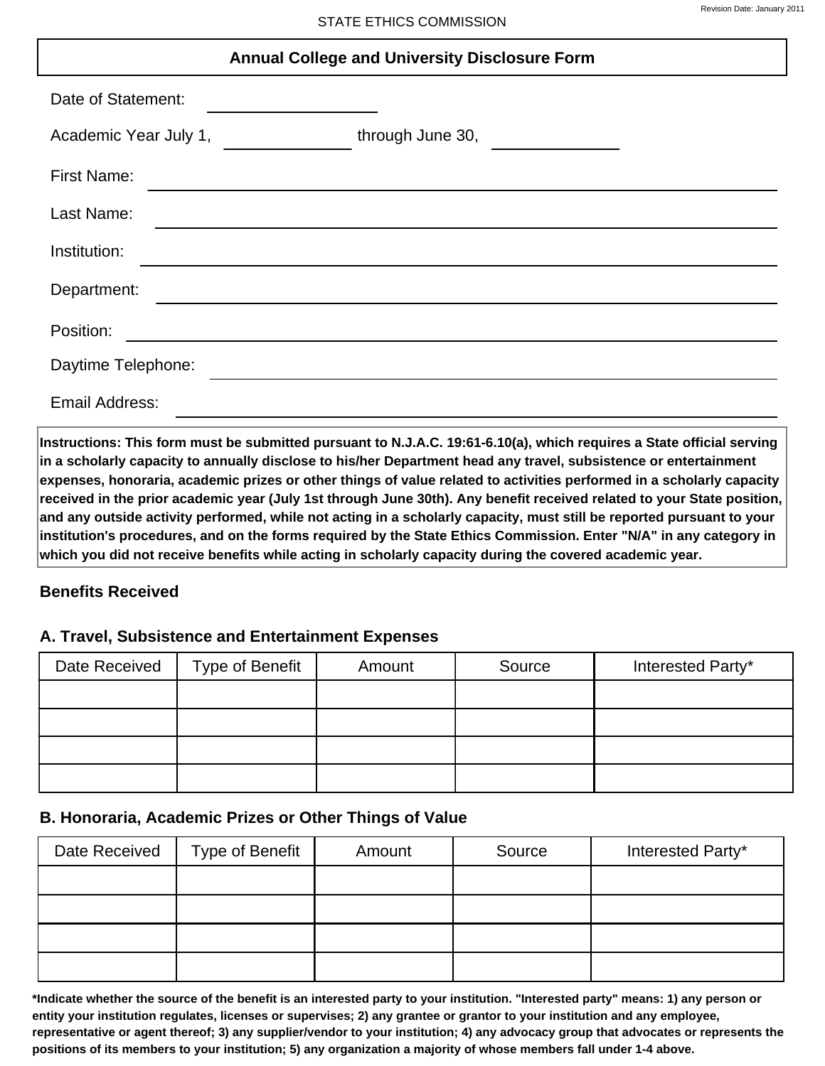Revision Date: January 2011

STATE ETHICS COMMISSION

# Annual College and University Disclosure Form

Date of Statement: ____________________

Academic Year July 1, ______________ through June 30, ______________

First Name: ____________________

Last Name: ____________________

Institution: ____________________

Department: ____________________

Position: ____________________

Daytime Telephone: ____________________

Email Address: ____________________

**Instructions: This form must be submitted pursuant to N.J.A.C. 19:61-6.10(a), which requires a State official serving in a scholarly capacity to annually disclose to his/her Department head any travel, subsistence or entertainment expenses, honoraria, academic prizes or other things of value related to activities performed in a scholarly capacity received in the prior academic year (July 1st through June 30th). Any benefit received related to your State position, and any outside activity performed, while not acting in a scholarly capacity, must still be reported pursuant to your institution's procedures, and on the forms required by the State Ethics Commission. Enter "N/A" in any category in which you did not receive benefits while acting in scholarly capacity during the covered academic year.**

## Benefits Received

### A. Travel, Subsistence and Entertainment Expenses

| Date Received | Type of Benefit | Amount | Source | Interested Party* |
|---|---|---|---|---|
| | | | | |
| | | | | |
| | | | | |
| | | | | |

### B. Honoraria, Academic Prizes or Other Things of Value

| Date Received | Type of Benefit | Amount | Source | Interested Party* |
|---|---|---|---|---|
| | | | | |
| | | | | |
| | | | | |
| | | | | |

**\*Indicate whether the source of the benefit is an interested party to your institution. "Interested party" means: 1) any person or entity your institution regulates, licenses or supervises; 2) any grantee or grantor to your institution and any employee, representative or agent thereof; 3) any supplier/vendor to your institution; 4) any advocacy group that advocates or represents the positions of its members to your institution; 5) any organization a majority of whose members fall under 1-4 above.**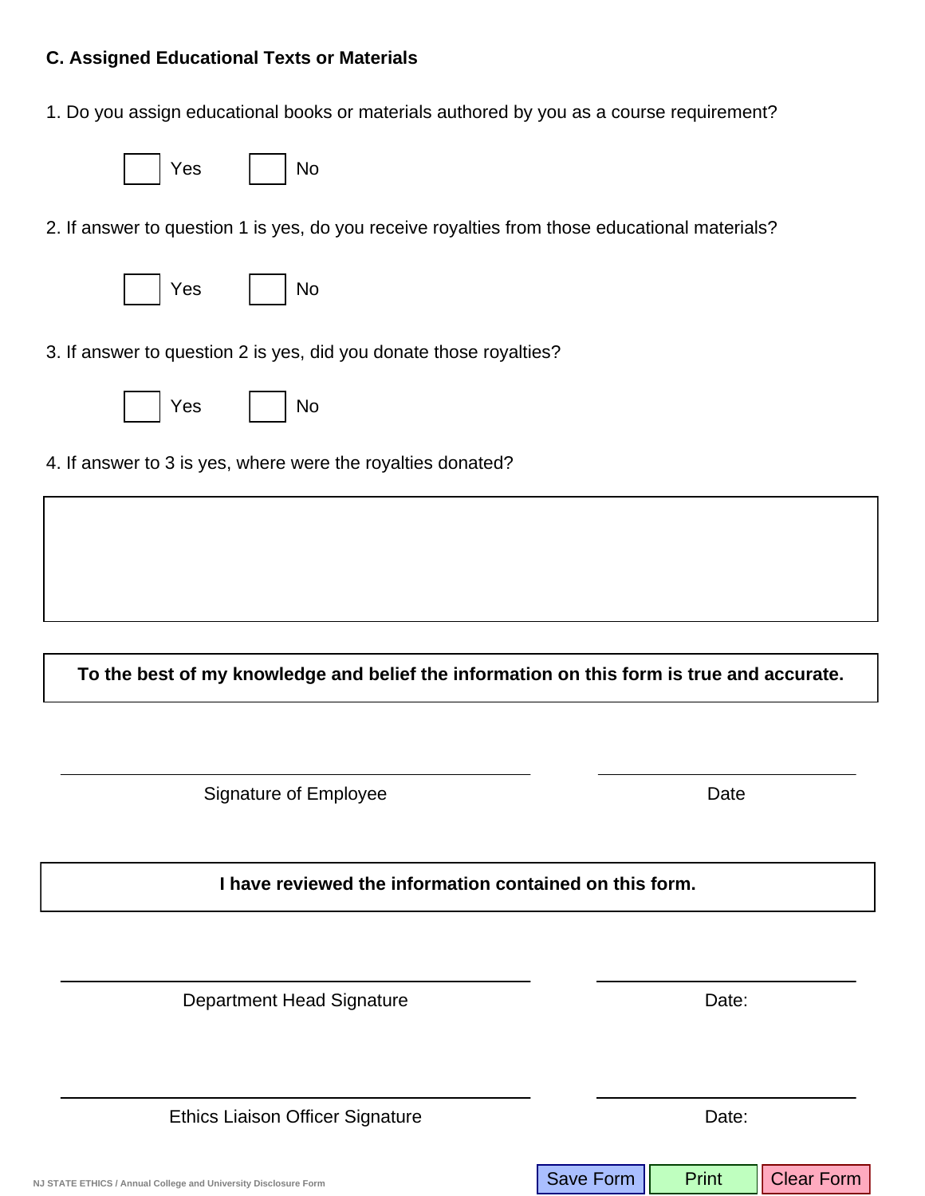### C. Assigned Educational Texts or Materials

1. Do you assign educational books or materials authored by you as a course requirement?

☐ Yes ☐ No

2. If answer to question 1 is yes, do you receive royalties from those educational materials?

☐ Yes ☐ No

3. If answer to question 2 is yes, did you donate those royalties?

☐ Yes ☐ No

4. If answer to 3 is yes, where were the royalties donated?

**To the best of my knowledge and belief the information on this form is true and accurate.**

______________________________ ______________

Signature of Employee Date

**I have reviewed the information contained on this form.**

______________________________ ______________

Department Head Signature Date:

______________________________ ______________

Ethics Liaison Officer Signature Date:

NJ STATE ETHICS / Annual College and University Disclosure Form